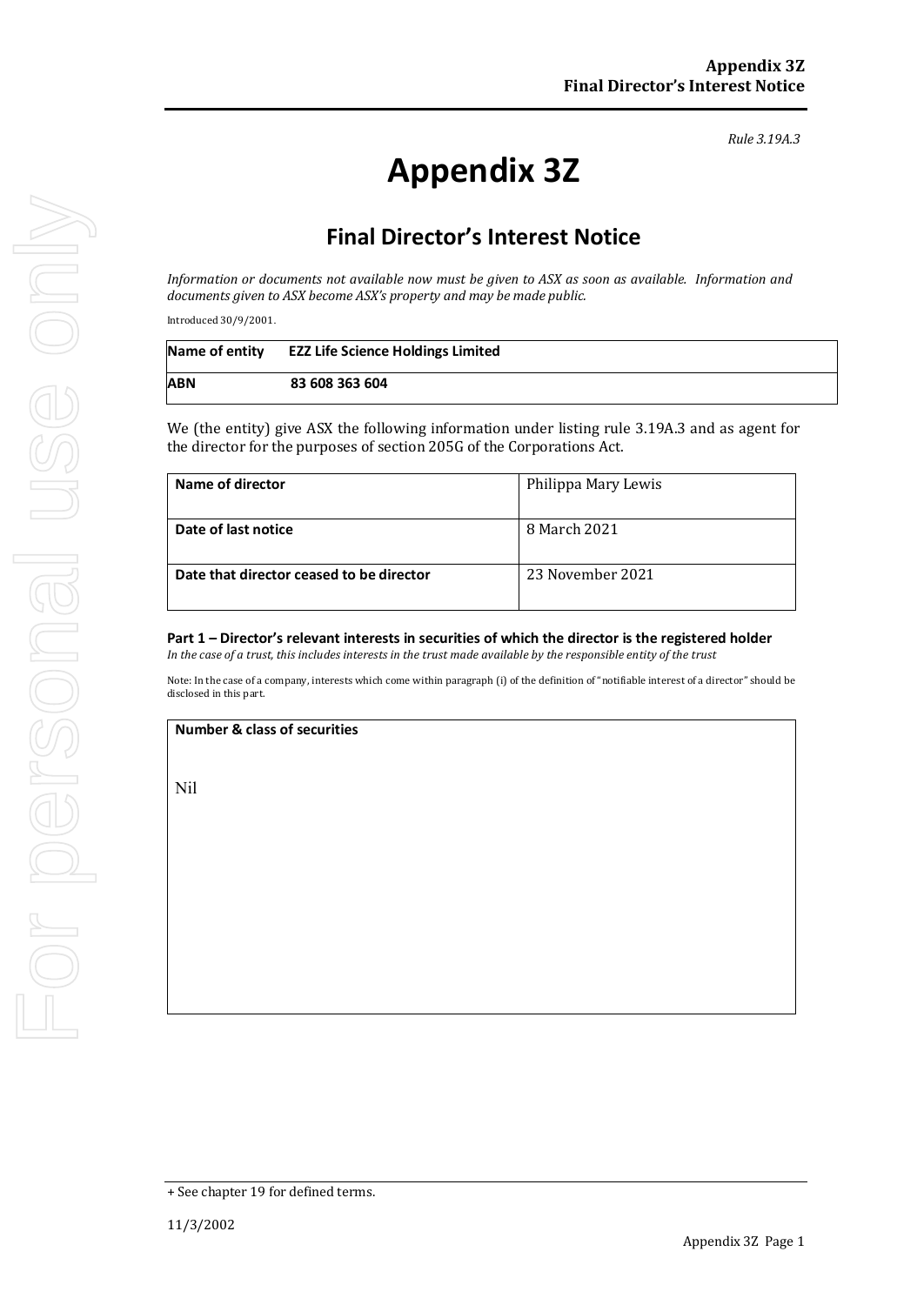*Rule 3.19A.3*

# Appendix 3Z

## Final Director's Interest Notice

*Information or documents not available now must be given to ASX as soon as available. Information and documents given to ASX become ASX's property and may be made public.*

Introduced 30/9/2001.

| | |
|---|---|
| **Name of entity** | **EZZ Life Science Holdings Limited** |
| **ABN** | **83 608 363 604** |

We (the entity) give ASX the following information under listing rule 3.19A.3 and as agent for the director for the purposes of section 205G of the Corporations Act.

| | |
|---|---|
| **Name of director** | Philippa Mary Lewis |
| **Date of last notice** | 8 March 2021 |
| **Date that director ceased to be director** | 23 November 2021 |

**Part 1 – Director's relevant interests in securities of which the director is the registered holder**
*In the case of a trust, this includes interests in the trust made available by the responsible entity of the trust*

Note: In the case of a company, interests which come within paragraph (i) of the definition of "notifiable interest of a director" should be disclosed in this part.

| **Number & class of securities** |
|---|
| Nil |

+ See chapter 19 for defined terms.

11/3/2002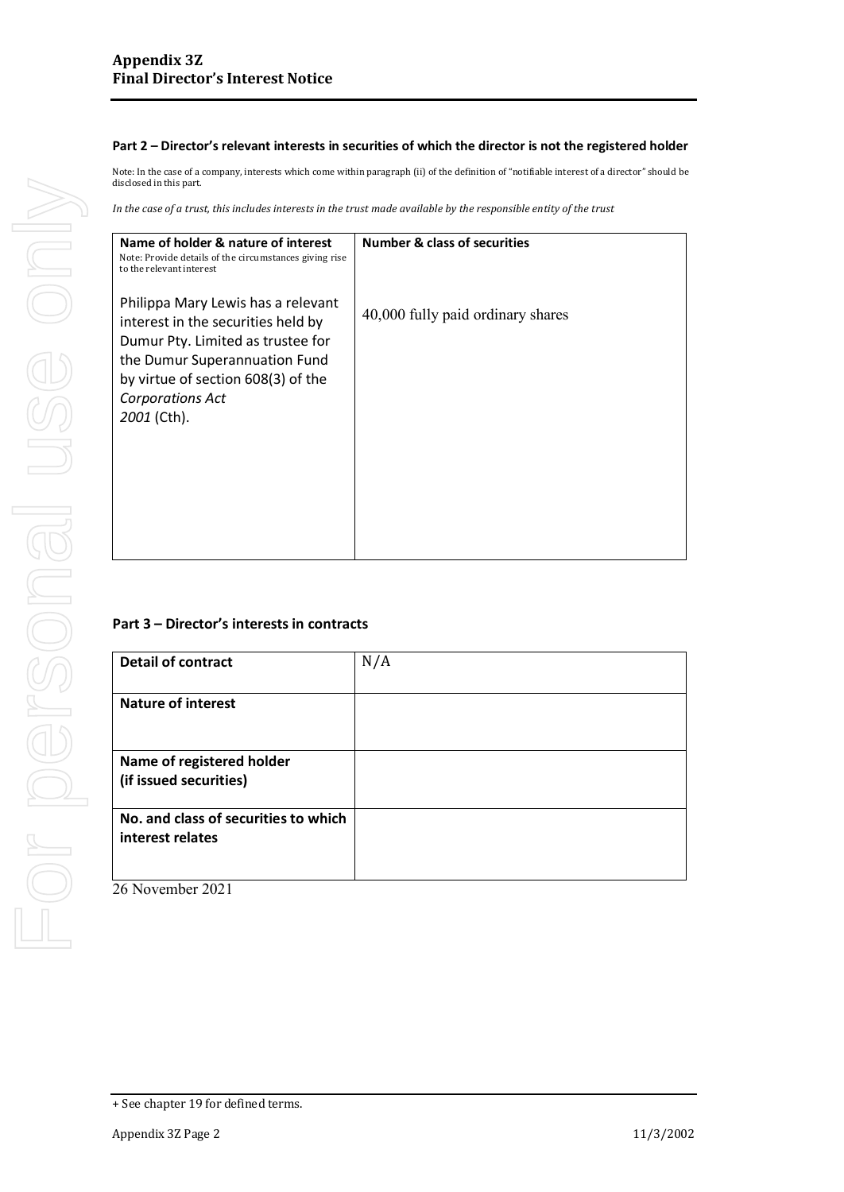**Part 2 – Director's relevant interests in securities of which the director is not the registered holder**

Note: In the case of a company, interests which come within paragraph (ii) of the definition of "notifiable interest of a director" should be disclosed in this part.

*In the case of a trust, this includes interests in the trust made available by the responsible entity of the trust*

| **Name of holder & nature of interest** Note: Provide details of the circumstances giving rise to the relevant interest | **Number & class of securities** |
|---|---|
| Philippa Mary Lewis has a relevant interest in the securities held by Dumur Pty. Limited as trustee for the Dumur Superannuation Fund by virtue of section 608(3) of the *Corporations Act 2001* (Cth). | 40,000 fully paid ordinary shares |

**Part 3 – Director's interests in contracts**

| | |
|---|---|
| **Detail of contract** | N/A |
| **Nature of interest** | |
| **Name of registered holder (if issued securities)** | |
| **No. and class of securities to which interest relates** | |

26 November 2021

+ See chapter 19 for defined terms.